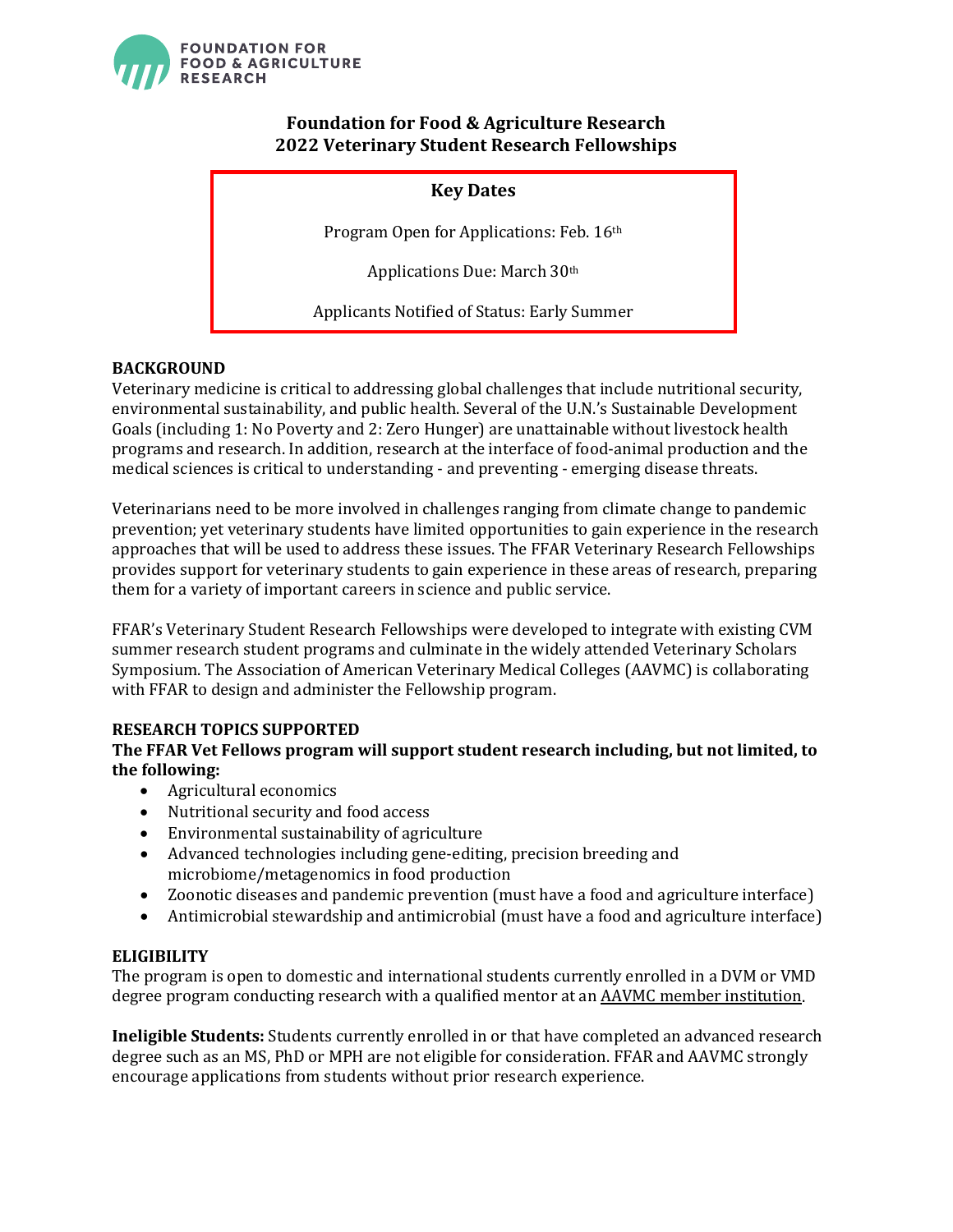# Foundation for Food & Agriculture Research
# 2022 Veterinary Student Research Fellowships

**Key Dates**

Program Open for Applications: Feb. 16th

Applications Due: March 30th

Applicants Notified of Status: Early Summer

## BACKGROUND

Veterinary medicine is critical to addressing global challenges that include nutritional security, environmental sustainability, and public health. Several of the U.N.'s Sustainable Development Goals (including 1: No Poverty and 2: Zero Hunger) are unattainable without livestock health programs and research. In addition, research at the interface of food-animal production and the medical sciences is critical to understanding - and preventing - emerging disease threats.

Veterinarians need to be more involved in challenges ranging from climate change to pandemic prevention; yet veterinary students have limited opportunities to gain experience in the research approaches that will be used to address these issues. The FFAR Veterinary Research Fellowships provides support for veterinary students to gain experience in these areas of research, preparing them for a variety of important careers in science and public service.

FFAR's Veterinary Student Research Fellowships were developed to integrate with existing CVM summer research student programs and culminate in the widely attended Veterinary Scholars Symposium. The Association of American Veterinary Medical Colleges (AAVMC) is collaborating with FFAR to design and administer the Fellowship program.

## RESEARCH TOPICS SUPPORTED

**The FFAR Vet Fellows program will support student research including, but not limited, to the following:**

- Agricultural economics
- Nutritional security and food access
- Environmental sustainability of agriculture
- Advanced technologies including gene-editing, precision breeding and microbiome/metagenomics in food production
- Zoonotic diseases and pandemic prevention (must have a food and agriculture interface)
- Antimicrobial stewardship and antimicrobial (must have a food and agriculture interface)

## ELIGIBILITY

The program is open to domestic and international students currently enrolled in a DVM or VMD degree program conducting research with a qualified mentor at an AAVMC member institution.

**Ineligible Students:** Students currently enrolled in or that have completed an advanced research degree such as an MS, PhD or MPH are not eligible for consideration. FFAR and AAVMC strongly encourage applications from students without prior research experience.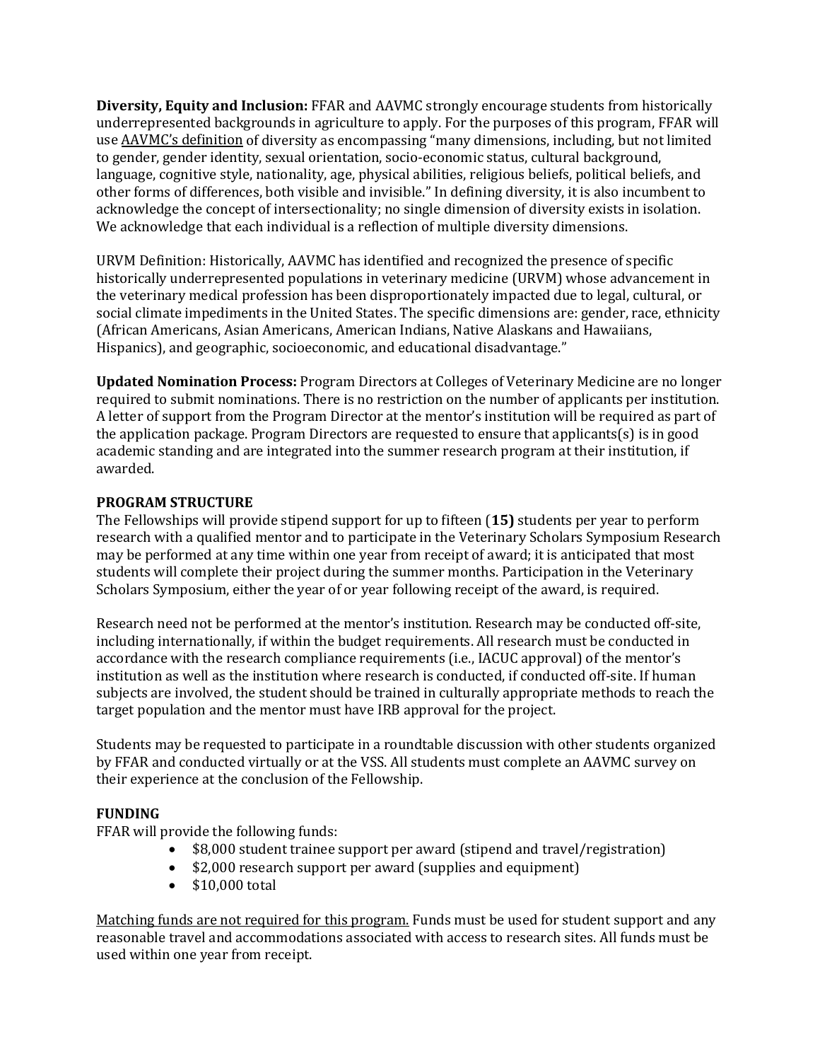**Diversity, Equity and Inclusion:** FFAR and AAVMC strongly encourage students from historically underrepresented backgrounds in agriculture to apply. For the purposes of this program, FFAR will use AAVMC's definition of diversity as encompassing "many dimensions, including, but not limited to gender, gender identity, sexual orientation, socio-economic status, cultural background, language, cognitive style, nationality, age, physical abilities, religious beliefs, political beliefs, and other forms of differences, both visible and invisible." In defining diversity, it is also incumbent to acknowledge the concept of intersectionality; no single dimension of diversity exists in isolation. We acknowledge that each individual is a reflection of multiple diversity dimensions.

URVM Definition: Historically, AAVMC has identified and recognized the presence of specific historically underrepresented populations in veterinary medicine (URVM) whose advancement in the veterinary medical profession has been disproportionately impacted due to legal, cultural, or social climate impediments in the United States. The specific dimensions are: gender, race, ethnicity (African Americans, Asian Americans, American Indians, Native Alaskans and Hawaiians, Hispanics), and geographic, socioeconomic, and educational disadvantage."

**Updated Nomination Process:** Program Directors at Colleges of Veterinary Medicine are no longer required to submit nominations. There is no restriction on the number of applicants per institution. A letter of support from the Program Director at the mentor's institution will be required as part of the application package. Program Directors are requested to ensure that applicants(s) is in good academic standing and are integrated into the summer research program at their institution, if awarded.

**PROGRAM STRUCTURE**

The Fellowships will provide stipend support for up to fifteen (**15)** students per year to perform research with a qualified mentor and to participate in the Veterinary Scholars Symposium Research may be performed at any time within one year from receipt of award; it is anticipated that most students will complete their project during the summer months. Participation in the Veterinary Scholars Symposium, either the year of or year following receipt of the award, is required.

Research need not be performed at the mentor's institution. Research may be conducted off-site, including internationally, if within the budget requirements. All research must be conducted in accordance with the research compliance requirements (i.e., IACUC approval) of the mentor's institution as well as the institution where research is conducted, if conducted off-site. If human subjects are involved, the student should be trained in culturally appropriate methods to reach the target population and the mentor must have IRB approval for the project.

Students may be requested to participate in a roundtable discussion with other students organized by FFAR and conducted virtually or at the VSS. All students must complete an AAVMC survey on their experience at the conclusion of the Fellowship.

**FUNDING**

FFAR will provide the following funds:

- $8,000 student trainee support per award (stipend and travel/registration)
- $2,000 research support per award (supplies and equipment)
- $10,000 total

Matching funds are not required for this program. Funds must be used for student support and any reasonable travel and accommodations associated with access to research sites. All funds must be used within one year from receipt.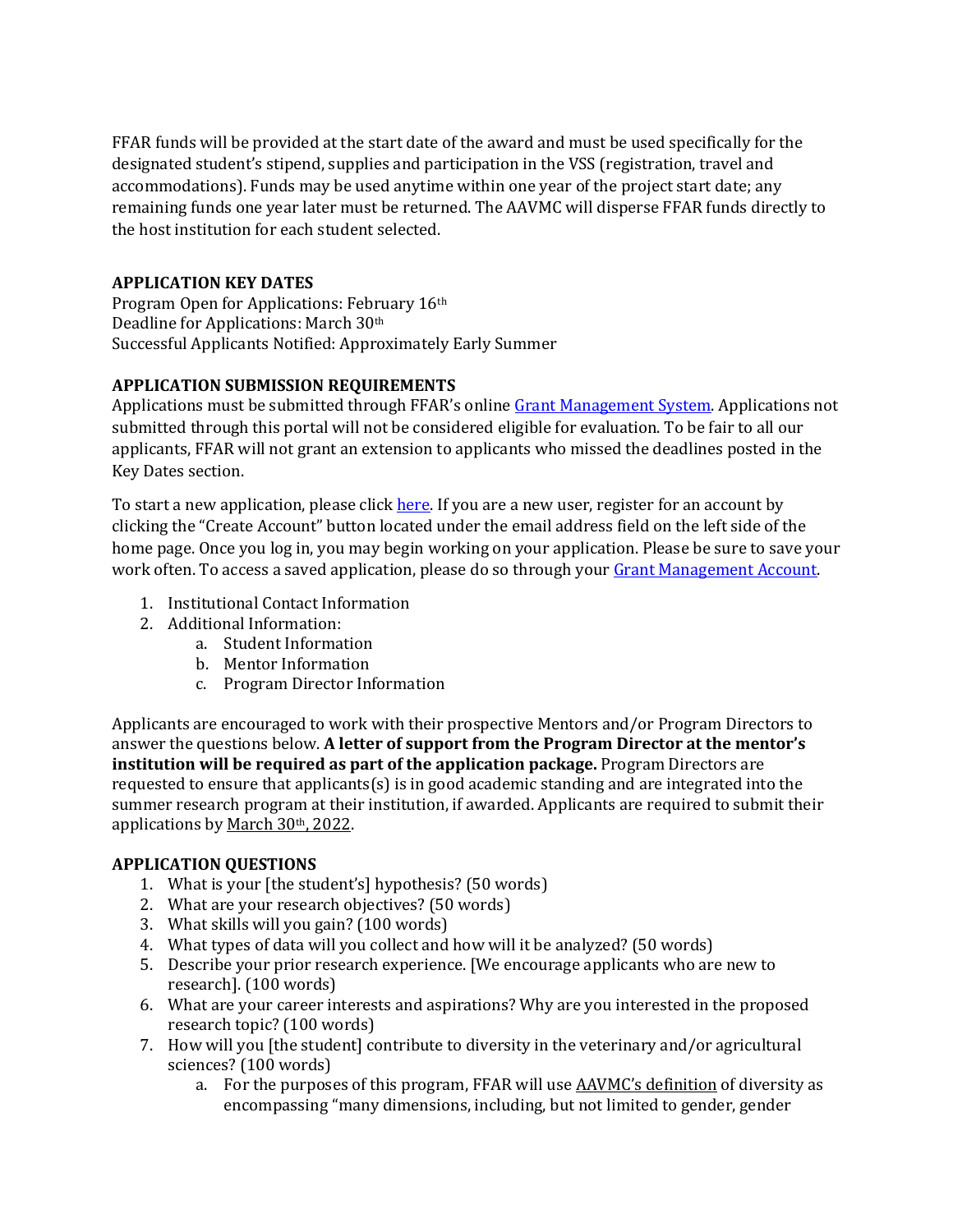FFAR funds will be provided at the start date of the award and must be used specifically for the designated student's stipend, supplies and participation in the VSS (registration, travel and accommodations). Funds may be used anytime within one year of the project start date; any remaining funds one year later must be returned. The AAVMC will disperse FFAR funds directly to the host institution for each student selected.

**APPLICATION KEY DATES**
Program Open for Applications: February 16th
Deadline for Applications: March 30th
Successful Applicants Notified: Approximately Early Summer

**APPLICATION SUBMISSION REQUIREMENTS**
Applications must be submitted through FFAR's online Grant Management System. Applications not submitted through this portal will not be considered eligible for evaluation. To be fair to all our applicants, FFAR will not grant an extension to applicants who missed the deadlines posted in the Key Dates section.

To start a new application, please click here. If you are a new user, register for an account by clicking the "Create Account" button located under the email address field on the left side of the home page. Once you log in, you may begin working on your application. Please be sure to save your work often. To access a saved application, please do so through your Grant Management Account.

1. Institutional Contact Information
2. Additional Information:
    a. Student Information
    b. Mentor Information
    c. Program Director Information

Applicants are encouraged to work with their prospective Mentors and/or Program Directors to answer the questions below. **A letter of support from the Program Director at the mentor's institution will be required as part of the application package.** Program Directors are requested to ensure that applicants(s) is in good academic standing and are integrated into the summer research program at their institution, if awarded. Applicants are required to submit their applications by March 30th, 2022.

**APPLICATION QUESTIONS**

1. What is your [the student's] hypothesis? (50 words)
2. What are your research objectives? (50 words)
3. What skills will you gain? (100 words)
4. What types of data will you collect and how will it be analyzed? (50 words)
5. Describe your prior research experience. [We encourage applicants who are new to research]. (100 words)
6. What are your career interests and aspirations? Why are you interested in the proposed research topic? (100 words)
7. How will you [the student] contribute to diversity in the veterinary and/or agricultural sciences? (100 words)
    a. For the purposes of this program, FFAR will use AAVMC's definition of diversity as encompassing "many dimensions, including, but not limited to gender, gender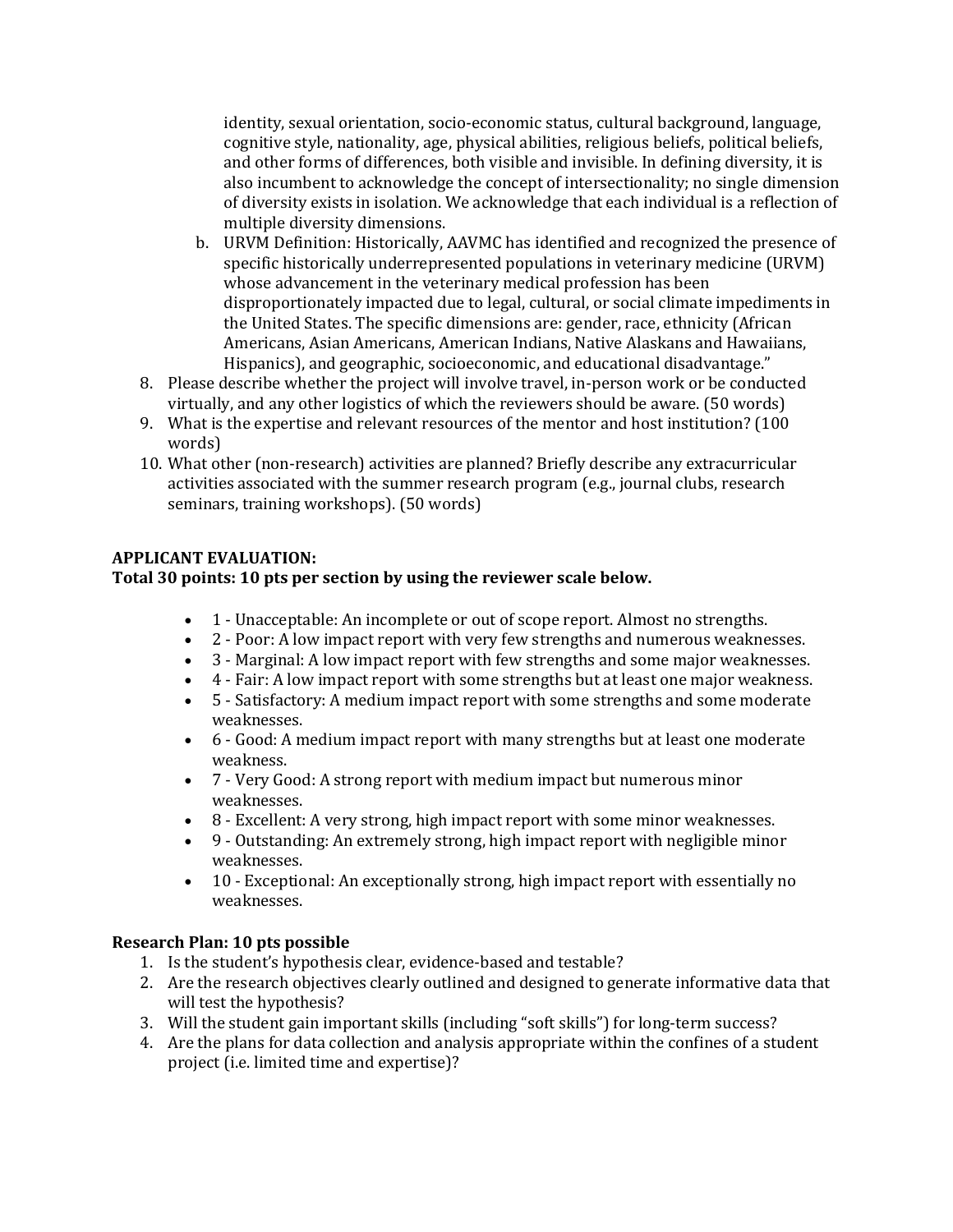identity, sexual orientation, socio-economic status, cultural background, language, cognitive style, nationality, age, physical abilities, religious beliefs, political beliefs, and other forms of differences, both visible and invisible. In defining diversity, it is also incumbent to acknowledge the concept of intersectionality; no single dimension of diversity exists in isolation. We acknowledge that each individual is a reflection of multiple diversity dimensions.

   b. URVM Definition: Historically, AAVMC has identified and recognized the presence of specific historically underrepresented populations in veterinary medicine (URVM) whose advancement in the veterinary medical profession has been disproportionately impacted due to legal, cultural, or social climate impediments in the United States. The specific dimensions are: gender, race, ethnicity (African Americans, Asian Americans, American Indians, Native Alaskans and Hawaiians, Hispanics), and geographic, socioeconomic, and educational disadvantage."

8. Please describe whether the project will involve travel, in-person work or be conducted virtually, and any other logistics of which the reviewers should be aware. (50 words)
9. What is the expertise and relevant resources of the mentor and host institution? (100 words)
10. What other (non-research) activities are planned? Briefly describe any extracurricular activities associated with the summer research program (e.g., journal clubs, research seminars, training workshops). (50 words)

**APPLICANT EVALUATION:**
**Total 30 points: 10 pts per section by using the reviewer scale below.**

- 1 - Unacceptable: An incomplete or out of scope report. Almost no strengths.
- 2 - Poor: A low impact report with very few strengths and numerous weaknesses.
- 3 - Marginal: A low impact report with few strengths and some major weaknesses.
- 4 - Fair: A low impact report with some strengths but at least one major weakness.
- 5 - Satisfactory: A medium impact report with some strengths and some moderate weaknesses.
- 6 - Good: A medium impact report with many strengths but at least one moderate weakness.
- 7 - Very Good: A strong report with medium impact but numerous minor weaknesses.
- 8 - Excellent: A very strong, high impact report with some minor weaknesses.
- 9 - Outstanding: An extremely strong, high impact report with negligible minor weaknesses.
- 10 - Exceptional: An exceptionally strong, high impact report with essentially no weaknesses.

**Research Plan: 10 pts possible**

1. Is the student's hypothesis clear, evidence-based and testable?
2. Are the research objectives clearly outlined and designed to generate informative data that will test the hypothesis?
3. Will the student gain important skills (including "soft skills") for long-term success?
4. Are the plans for data collection and analysis appropriate within the confines of a student project (i.e. limited time and expertise)?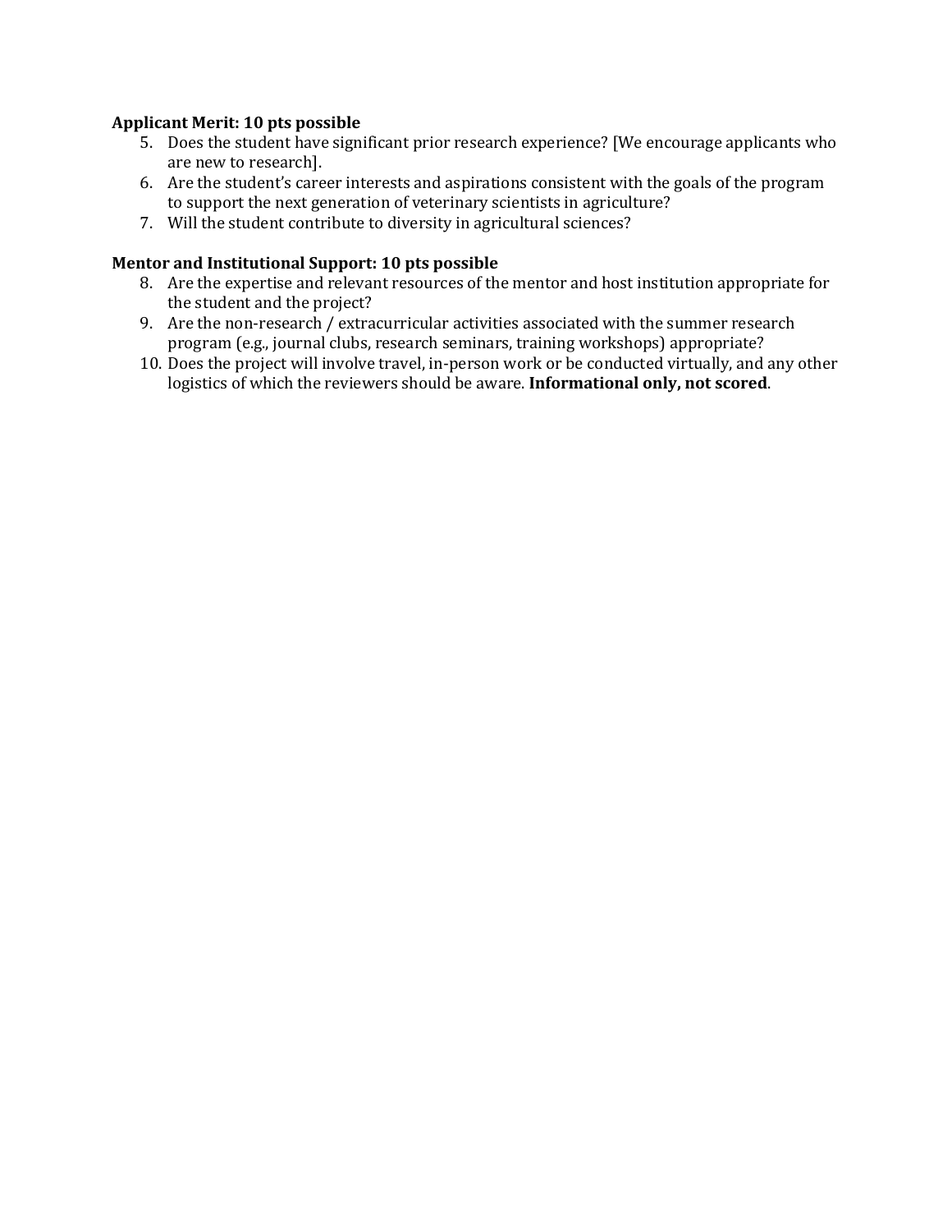**Applicant Merit: 10 pts possible**

5. Does the student have significant prior research experience? [We encourage applicants who are new to research].
6. Are the student's career interests and aspirations consistent with the goals of the program to support the next generation of veterinary scientists in agriculture?
7. Will the student contribute to diversity in agricultural sciences?

**Mentor and Institutional Support: 10 pts possible**

8. Are the expertise and relevant resources of the mentor and host institution appropriate for the student and the project?
9. Are the non-research / extracurricular activities associated with the summer research program (e.g., journal clubs, research seminars, training workshops) appropriate?
10. Does the project will involve travel, in-person work or be conducted virtually, and any other logistics of which the reviewers should be aware. **Informational only, not scored**.